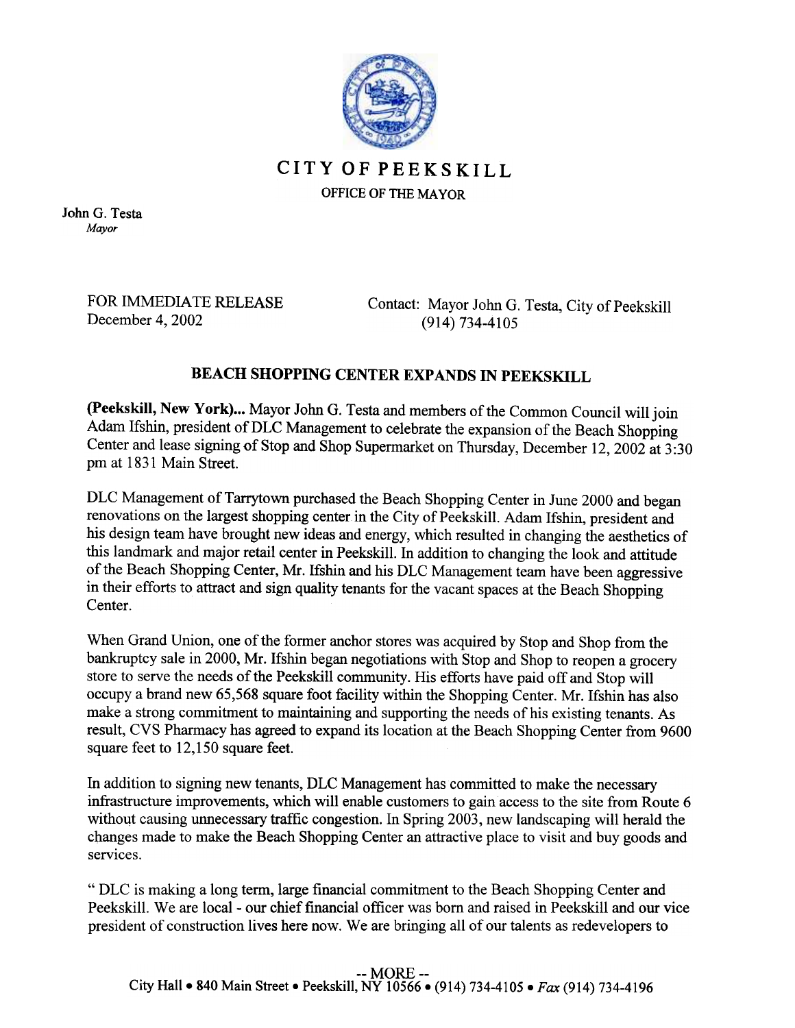# CITY OF PEEKSKILL

OFFICE OF THE MAYOR

John G. Testa
*Mayor*

FOR IMMEDIATE RELEASE
December 4, 2002

Contact: Mayor John G. Testa, City of Peekskill
(914) 734-4105

## BEACH SHOPPING CENTER EXPANDS IN PEEKSKILL

**(Peekskill, New York)...** Mayor John G. Testa and members of the Common Council will join Adam Ifshin, president of DLC Management to celebrate the expansion of the Beach Shopping Center and lease signing of Stop and Shop Supermarket on Thursday, December 12, 2002 at 3:30 pm at 1831 Main Street.

DLC Management of Tarrytown purchased the Beach Shopping Center in June 2000 and began renovations on the largest shopping center in the City of Peekskill. Adam Ifshin, president and his design team have brought new ideas and energy, which resulted in changing the aesthetics of this landmark and major retail center in Peekskill. In addition to changing the look and attitude of the Beach Shopping Center, Mr. Ifshin and his DLC Management team have been aggressive in their efforts to attract and sign quality tenants for the vacant spaces at the Beach Shopping Center.

When Grand Union, one of the former anchor stores was acquired by Stop and Shop from the bankruptcy sale in 2000, Mr. Ifshin began negotiations with Stop and Shop to reopen a grocery store to serve the needs of the Peekskill community. His efforts have paid off and Stop will occupy a brand new 65,568 square foot facility within the Shopping Center. Mr. Ifshin has also make a strong commitment to maintaining and supporting the needs of his existing tenants. As result, CVS Pharmacy has agreed to expand its location at the Beach Shopping Center from 9600 square feet to 12,150 square feet.

In addition to signing new tenants, DLC Management has committed to make the necessary infrastructure improvements, which will enable customers to gain access to the site from Route 6 without causing unnecessary traffic congestion. In Spring 2003, new landscaping will herald the changes made to make the Beach Shopping Center an attractive place to visit and buy goods and services.

" DLC is making a long term, large financial commitment to the Beach Shopping Center and Peekskill. We are local - our chief financial officer was born and raised in Peekskill and our vice president of construction lives here now. We are bringing all of our talents as redevelopers to

-- MORE --

City Hall • 840 Main Street • Peekskill, NY 10566 • (914) 734-4105 • *Fax* (914) 734-4196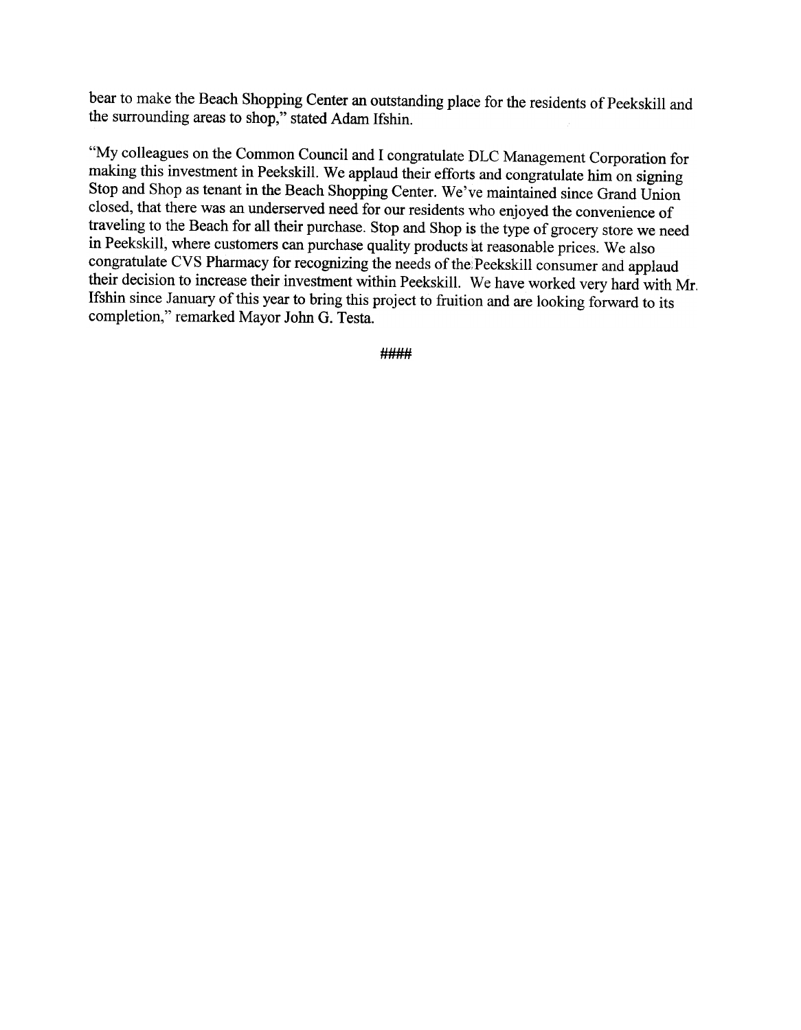bear to make the Beach Shopping Center an outstanding place for the residents of Peekskill and the surrounding areas to shop," stated Adam Ifshin.

"My colleagues on the Common Council and I congratulate DLC Management Corporation for making this investment in Peekskill. We applaud their efforts and congratulate him on signing Stop and Shop as tenant in the Beach Shopping Center. We've maintained since Grand Union closed, that there was an underserved need for our residents who enjoyed the convenience of traveling to the Beach for all their purchase. Stop and Shop is the type of grocery store we need in Peekskill, where customers can purchase quality products at reasonable prices. We also congratulate CVS Pharmacy for recognizing the needs of the Peekskill consumer and applaud their decision to increase their investment within Peekskill. We have worked very hard with Mr. Ifshin since January of this year to bring this project to fruition and are looking forward to its completion," remarked Mayor John G. Testa.

####